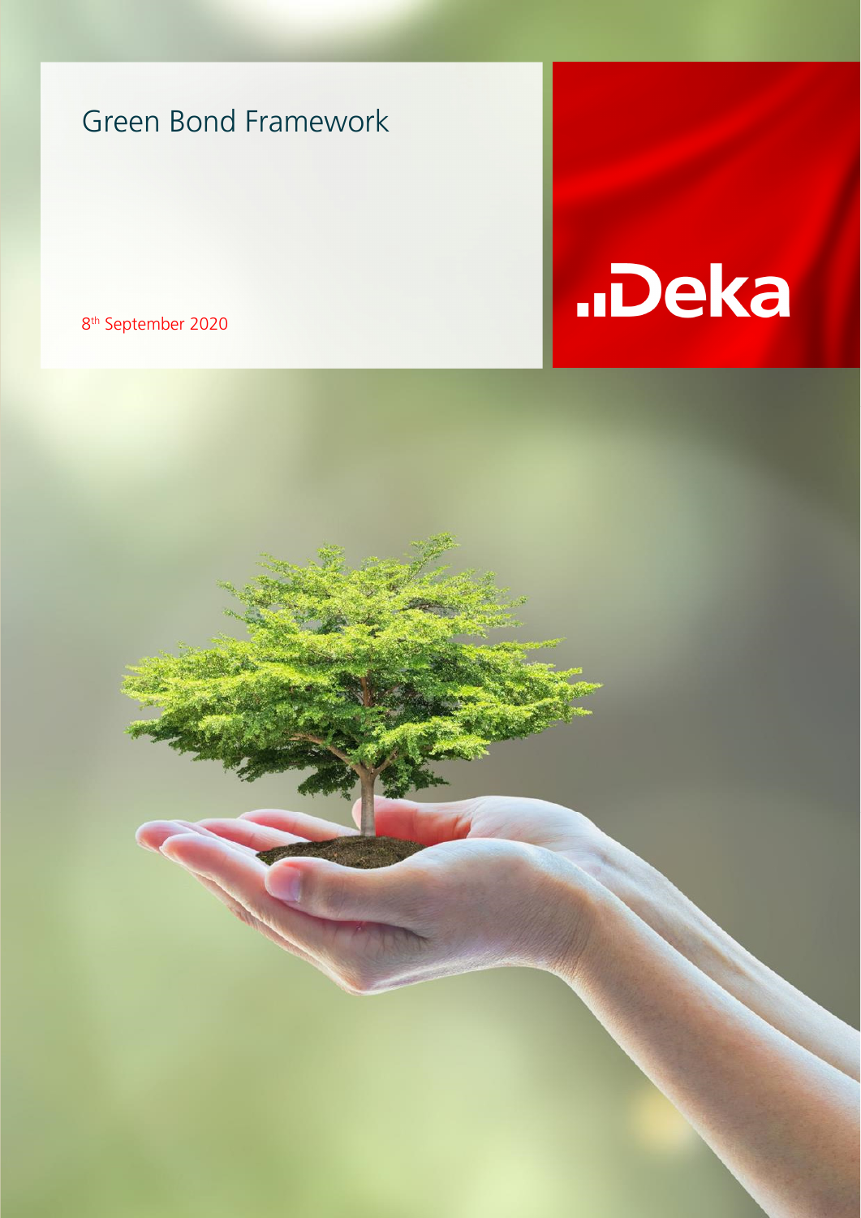# Green Bond Framework

8th September 2020

..Deka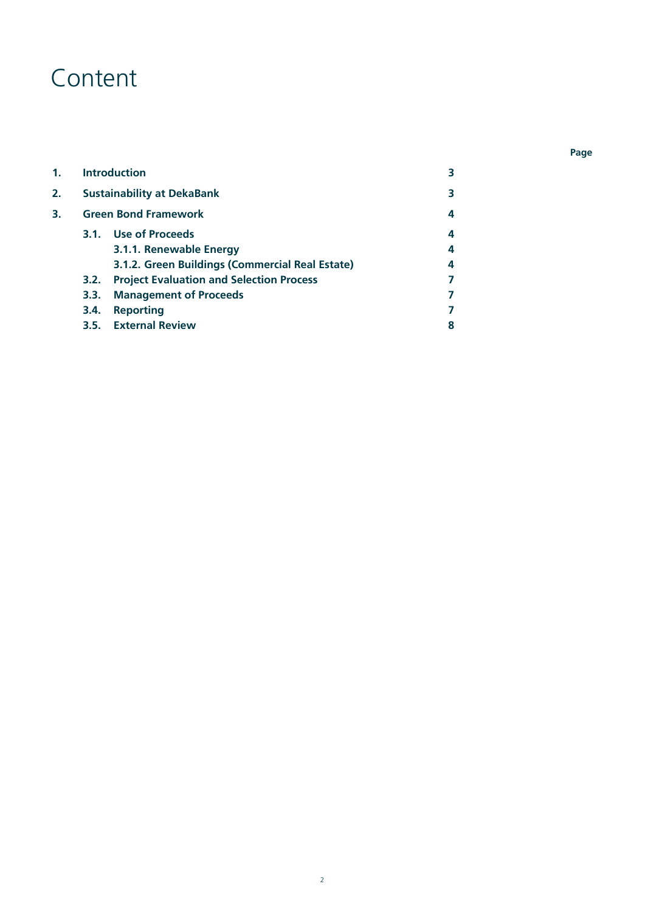# Content

| | | Page |
|---|---|---|
| **1.** | **Introduction** | **3** |
| **2.** | **Sustainability at DekaBank** | **3** |
| **3.** | **Green Bond Framework** | **4** |
| | **3.1. Use of Proceeds** | **4** |
| | **3.1.1. Renewable Energy** | **4** |
| | **3.1.2. Green Buildings (Commercial Real Estate)** | **4** |
| | **3.2. Project Evaluation and Selection Process** | **7** |
| | **3.3. Management of Proceeds** | **7** |
| | **3.4. Reporting** | **7** |
| | **3.5. External Review** | **8** |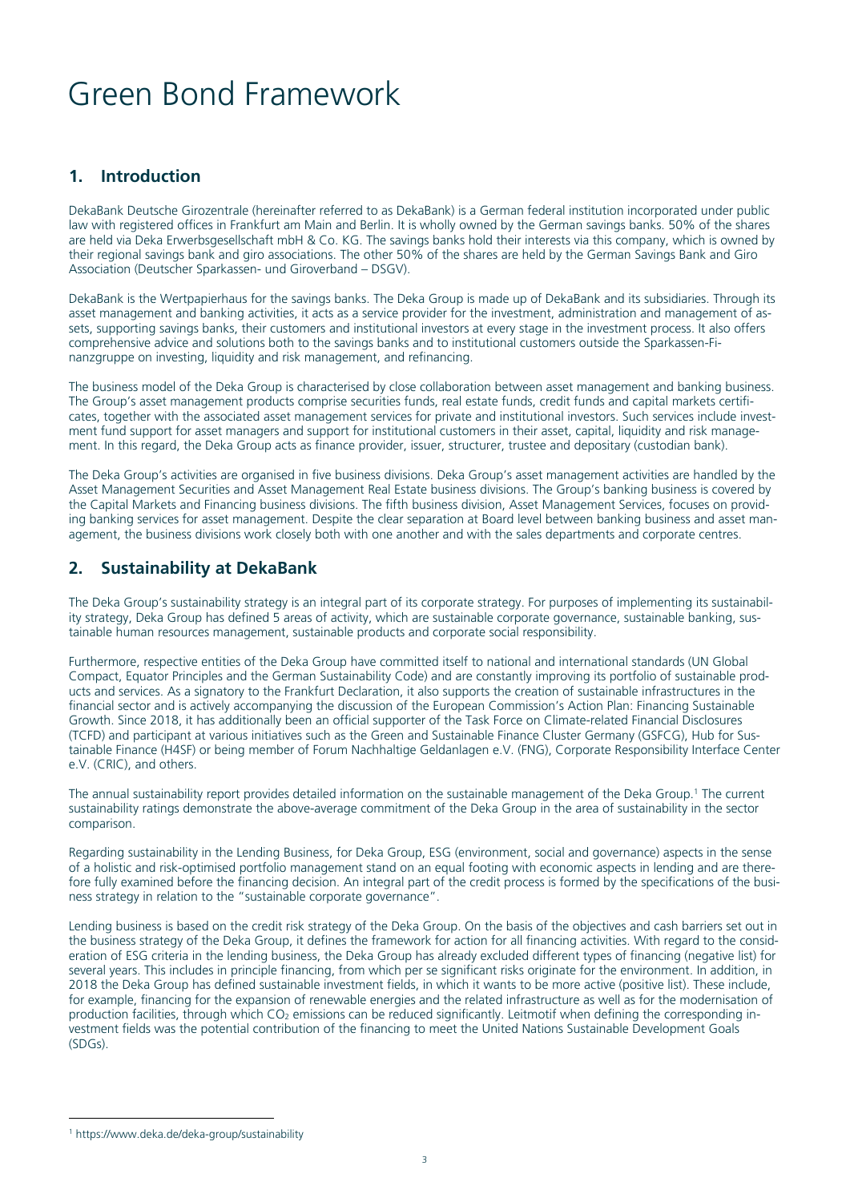# Green Bond Framework

## 1. Introduction

DekaBank Deutsche Girozentrale (hereinafter referred to as DekaBank) is a German federal institution incorporated under public law with registered offices in Frankfurt am Main and Berlin. It is wholly owned by the German savings banks. 50% of the shares are held via Deka Erwerbsgesellschaft mbH & Co. KG. The savings banks hold their interests via this company, which is owned by their regional savings bank and giro associations. The other 50% of the shares are held by the German Savings Bank and Giro Association (Deutscher Sparkassen- und Giroverband – DSGV).

DekaBank is the Wertpapierhaus for the savings banks. The Deka Group is made up of DekaBank and its subsidiaries. Through its asset management and banking activities, it acts as a service provider for the investment, administration and management of assets, supporting savings banks, their customers and institutional investors at every stage in the investment process. It also offers comprehensive advice and solutions both to the savings banks and to institutional customers outside the Sparkassen-Finanzgruppe on investing, liquidity and risk management, and refinancing.

The business model of the Deka Group is characterised by close collaboration between asset management and banking business. The Group's asset management products comprise securities funds, real estate funds, credit funds and capital markets certificates, together with the associated asset management services for private and institutional investors. Such services include investment fund support for asset managers and support for institutional customers in their asset, capital, liquidity and risk management. In this regard, the Deka Group acts as finance provider, issuer, structurer, trustee and depositary (custodian bank).

The Deka Group's activities are organised in five business divisions. Deka Group's asset management activities are handled by the Asset Management Securities and Asset Management Real Estate business divisions. The Group's banking business is covered by the Capital Markets and Financing business divisions. The fifth business division, Asset Management Services, focuses on providing banking services for asset management. Despite the clear separation at Board level between banking business and asset management, the business divisions work closely both with one another and with the sales departments and corporate centres.

## 2. Sustainability at DekaBank

The Deka Group's sustainability strategy is an integral part of its corporate strategy. For purposes of implementing its sustainability strategy, Deka Group has defined 5 areas of activity, which are sustainable corporate governance, sustainable banking, sustainable human resources management, sustainable products and corporate social responsibility.

Furthermore, respective entities of the Deka Group have committed itself to national and international standards (UN Global Compact, Equator Principles and the German Sustainability Code) and are constantly improving its portfolio of sustainable products and services. As a signatory to the Frankfurt Declaration, it also supports the creation of sustainable infrastructures in the financial sector and is actively accompanying the discussion of the European Commission's Action Plan: Financing Sustainable Growth. Since 2018, it has additionally been an official supporter of the Task Force on Climate-related Financial Disclosures (TCFD) and participant at various initiatives such as the Green and Sustainable Finance Cluster Germany (GSFCG), Hub for Sustainable Finance (H4SF) or being member of Forum Nachhaltige Geldanlagen e.V. (FNG), Corporate Responsibility Interface Center e.V. (CRIC), and others.

The annual sustainability report provides detailed information on the sustainable management of the Deka Group.[1] The current sustainability ratings demonstrate the above-average commitment of the Deka Group in the area of sustainability in the sector comparison.

Regarding sustainability in the Lending Business, for Deka Group, ESG (environment, social and governance) aspects in the sense of a holistic and risk-optimised portfolio management stand on an equal footing with economic aspects in lending and are therefore fully examined before the financing decision. An integral part of the credit process is formed by the specifications of the business strategy in relation to the "sustainable corporate governance".

Lending business is based on the credit risk strategy of the Deka Group. On the basis of the objectives and cash barriers set out in the business strategy of the Deka Group, it defines the framework for action for all financing activities. With regard to the consideration of ESG criteria in the lending business, the Deka Group has already excluded different types of financing (negative list) for several years. This includes in principle financing, from which per se significant risks originate for the environment. In addition, in 2018 the Deka Group has defined sustainable investment fields, in which it wants to be more active (positive list). These include, for example, financing for the expansion of renewable energies and the related infrastructure as well as for the modernisation of production facilities, through which $CO_2$ emissions can be reduced significantly. Leitmotif when defining the corresponding investment fields was the potential contribution of the financing to meet the United Nations Sustainable Development Goals (SDGs).

---

[1] https://www.deka.de/deka-group/sustainability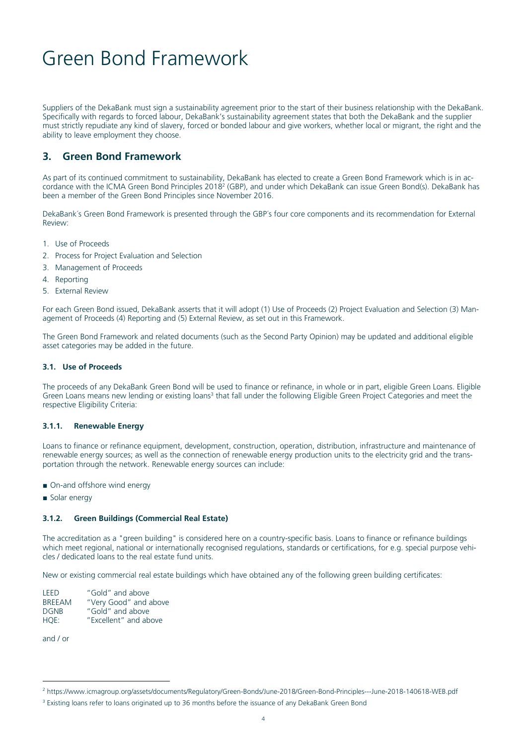Suppliers of the DekaBank must sign a sustainability agreement prior to the start of their business relationship with the DekaBank. Specifically with regards to forced labour, DekaBank's sustainability agreement states that both the DekaBank and the supplier must strictly repudiate any kind of slavery, forced or bonded labour and give workers, whether local or migrant, the right and the ability to leave employment they choose.

## 3. Green Bond Framework

As part of its continued commitment to sustainability, DekaBank has elected to create a Green Bond Framework which is in accordance with the ICMA Green Bond Principles 2018[2] (GBP), and under which DekaBank can issue Green Bond(s). DekaBank has been a member of the Green Bond Principles since November 2016.

DekaBank´s Green Bond Framework is presented through the GBP´s four core components and its recommendation for External Review:

1. Use of Proceeds
2. Process for Project Evaluation and Selection
3. Management of Proceeds
4. Reporting
5. External Review

For each Green Bond issued, DekaBank asserts that it will adopt (1) Use of Proceeds (2) Project Evaluation and Selection (3) Management of Proceeds (4) Reporting and (5) External Review, as set out in this Framework.

The Green Bond Framework and related documents (such as the Second Party Opinion) may be updated and additional eligible asset categories may be added in the future.

### 3.1. Use of Proceeds

The proceeds of any DekaBank Green Bond will be used to finance or refinance, in whole or in part, eligible Green Loans. Eligible Green Loans means new lending or existing loans[3] that fall under the following Eligible Green Project Categories and meet the respective Eligibility Criteria:

#### 3.1.1. Renewable Energy

Loans to finance or refinance equipment, development, construction, operation, distribution, infrastructure and maintenance of renewable energy sources; as well as the connection of renewable energy production units to the electricity grid and the transportation through the network. Renewable energy sources can include:

- On-and offshore wind energy
- Solar energy

#### 3.1.2. Green Buildings (Commercial Real Estate)

The accreditation as a "green building" is considered here on a country-specific basis. Loans to finance or refinance buildings which meet regional, national or internationally recognised regulations, standards or certifications, for e.g. special purpose vehicles / dedicated loans to the real estate fund units.

New or existing commercial real estate buildings which have obtained any of the following green building certificates:

LEED "Gold" and above
BREEAM "Very Good" and above
DGNB "Gold" and above
HQE: "Excellent" and above

and / or

---

[2] https://www.icmagroup.org/assets/documents/Regulatory/Green-Bonds/June-2018/Green-Bond-Principles---June-2018-140618-WEB.pdf

[3] Existing loans refer to loans originated up to 36 months before the issuance of any DekaBank Green Bond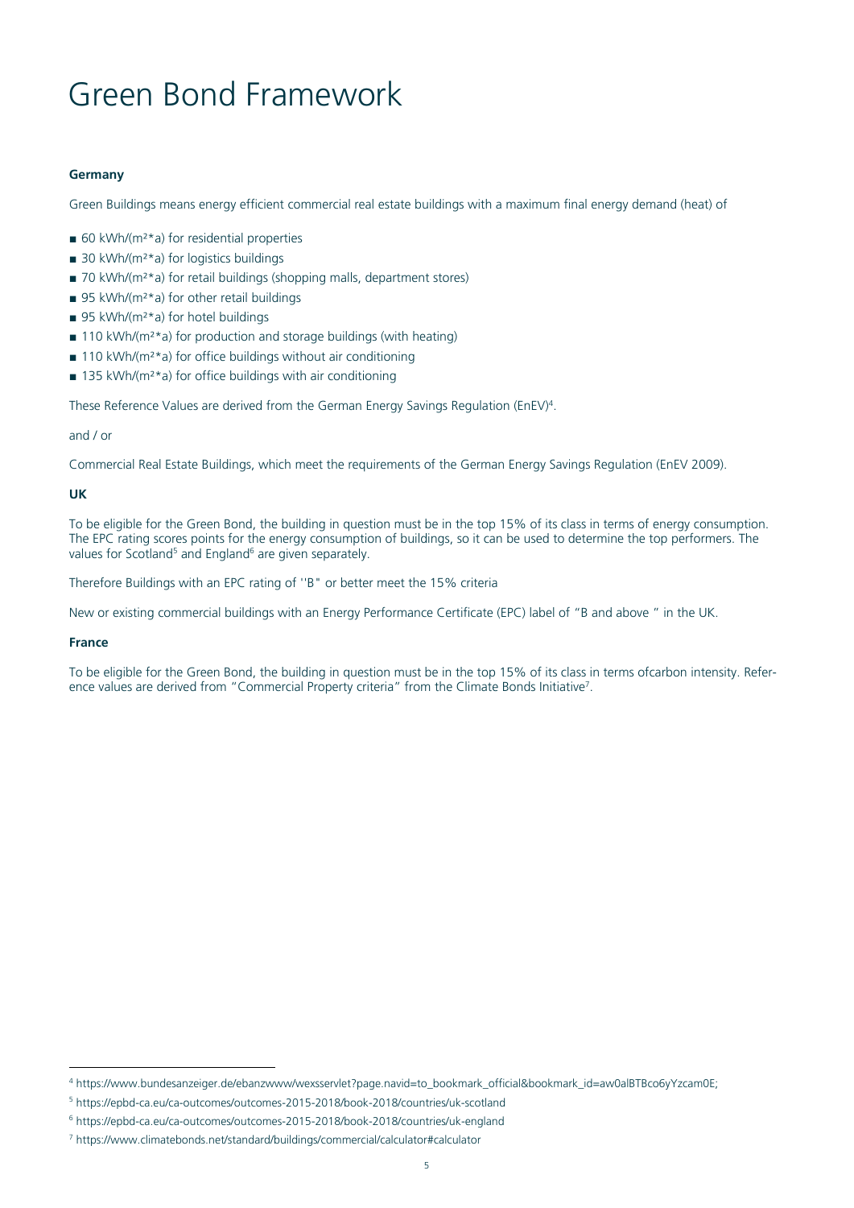# Green Bond Framework

**Germany**

Green Buildings means energy efficient commercial real estate buildings with a maximum final energy demand (heat) of

- 60 kWh/(m²*a) for residential properties
- 30 kWh/(m²*a) for logistics buildings
- 70 kWh/(m²*a) for retail buildings (shopping malls, department stores)
- 95 kWh/(m²*a) for other retail buildings
- 95 kWh/(m²*a) for hotel buildings
- 110 kWh/(m²*a) for production and storage buildings (with heating)
- 110 kWh/(m²*a) for office buildings without air conditioning
- 135 kWh/(m²*a) for office buildings with air conditioning

These Reference Values are derived from the German Energy Savings Regulation (EnEV)[4].

and / or

Commercial Real Estate Buildings, which meet the requirements of the German Energy Savings Regulation (EnEV 2009).

**UK**

To be eligible for the Green Bond, the building in question must be in the top 15% of its class in terms of energy consumption. The EPC rating scores points for the energy consumption of buildings, so it can be used to determine the top performers. The values for Scotland[5] and England[6] are given separately.

Therefore Buildings with an EPC rating of ''B" or better meet the 15% criteria

New or existing commercial buildings with an Energy Performance Certificate (EPC) label of "B and above " in the UK.

**France**

To be eligible for the Green Bond, the building in question must be in the top 15% of its class in terms ofcarbon intensity. Reference values are derived from "Commercial Property criteria" from the Climate Bonds Initiative[7].

---

[4] https://www.bundesanzeiger.de/ebanzwww/wexsservlet?page.navid=to_bookmark_official&bookmark_id=aw0alBTBco6yYzcam0E;

[5] https://epbd-ca.eu/ca-outcomes/outcomes-2015-2018/book-2018/countries/uk-scotland

[6] https://epbd-ca.eu/ca-outcomes/outcomes-2015-2018/book-2018/countries/uk-england

[7] https://www.climatebonds.net/standard/buildings/commercial/calculator#calculator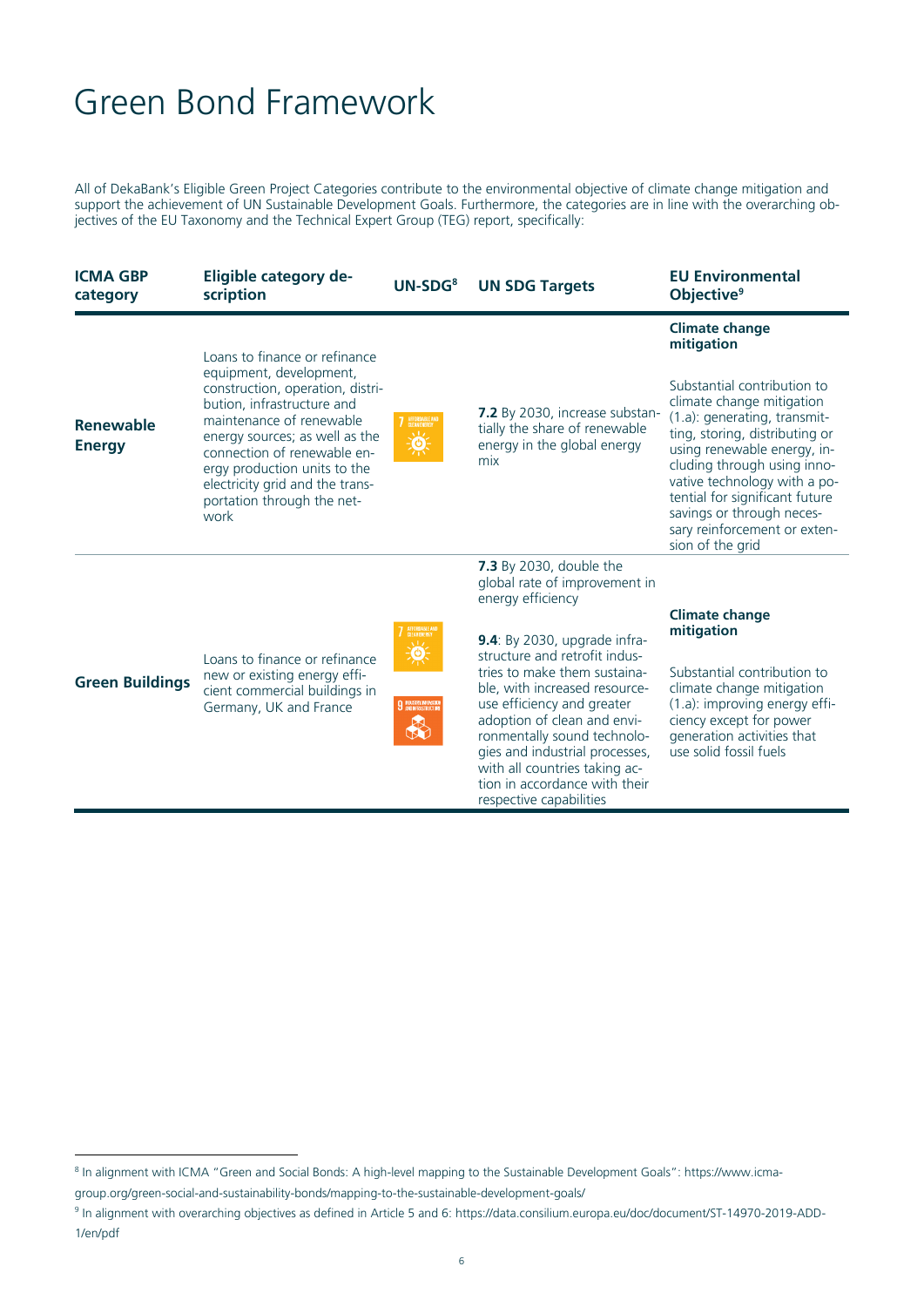# Green Bond Framework

All of DekaBank's Eligible Green Project Categories contribute to the environmental objective of climate change mitigation and support the achievement of UN Sustainable Development Goals. Furthermore, the categories are in line with the overarching objectives of the EU Taxonomy and the Technical Expert Group (TEG) report, specifically:

| ICMA GBP category | Eligible category description | UN-SDG[8] | UN SDG Targets | EU Environmental Objective[9] |
|---|---|---|---|---|
| **Renewable Energy** | Loans to finance or refinance equipment, development, construction, operation, distribution, infrastructure and maintenance of renewable energy sources; as well as the connection of renewable energy production units to the electricity grid and the transportation through the network | 7 AFFORDABLE AND CLEAN ENERGY | **7.2** By 2030, increase substantially the share of renewable energy in the global energy mix | **Climate change mitigation**<br><br>Substantial contribution to climate change mitigation (1.a): generating, transmitting, storing, distributing or using renewable energy, including through using innovative technology with a potential for significant future savings or through necessary reinforcement or extension of the grid |
| **Green Buildings** | Loans to finance or refinance new or existing energy efficient commercial buildings in Germany, UK and France | 7 AFFORDABLE AND CLEAN ENERGY<br>9 INDUSTRY, INNOVATION AND INFRASTRUCTURE | **7.3** By 2030, double the global rate of improvement in energy efficiency<br><br>**9.4**: By 2030, upgrade infrastructure and retrofit industries to make them sustainable, with increased resource-use efficiency and greater adoption of clean and environmentally sound technologies and industrial processes, with all countries taking action in accordance with their respective capabilities | **Climate change mitigation**<br><br>Substantial contribution to climate change mitigation (1.a): improving energy efficiency except for power generation activities that use solid fossil fuels |

[8] In alignment with ICMA "Green and Social Bonds: A high-level mapping to the Sustainable Development Goals": https://www.icma-group.org/green-social-and-sustainability-bonds/mapping-to-the-sustainable-development-goals/

[9] In alignment with overarching objectives as defined in Article 5 and 6: https://data.consilium.europa.eu/doc/document/ST-14970-2019-ADD-1/en/pdf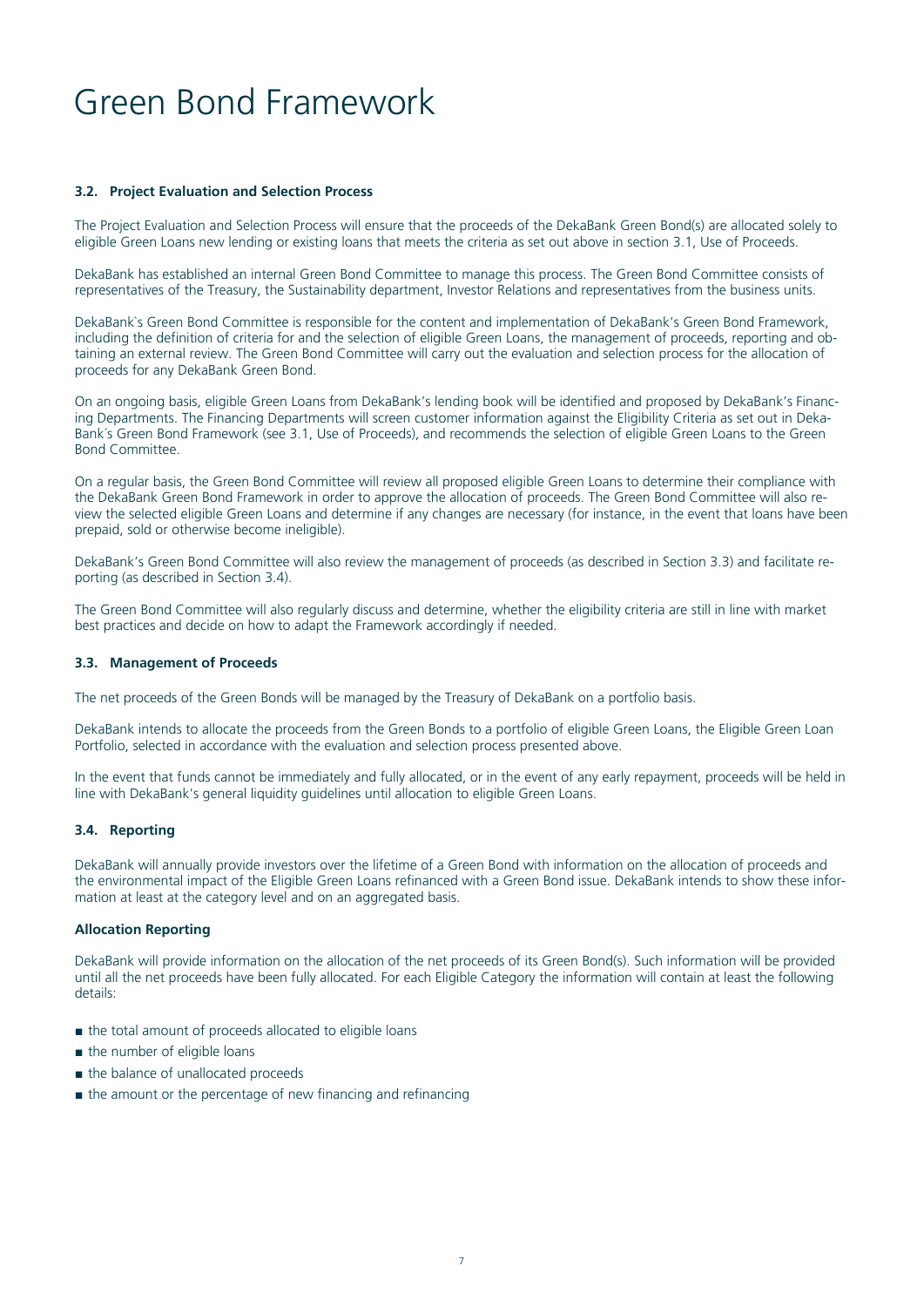# Green Bond Framework

### 3.2. Project Evaluation and Selection Process

The Project Evaluation and Selection Process will ensure that the proceeds of the DekaBank Green Bond(s) are allocated solely to eligible Green Loans new lending or existing loans that meets the criteria as set out above in section 3.1, Use of Proceeds.

DekaBank has established an internal Green Bond Committee to manage this process. The Green Bond Committee consists of representatives of the Treasury, the Sustainability department, Investor Relations and representatives from the business units.

DekaBank`s Green Bond Committee is responsible for the content and implementation of DekaBank's Green Bond Framework, including the definition of criteria for and the selection of eligible Green Loans, the management of proceeds, reporting and obtaining an external review. The Green Bond Committee will carry out the evaluation and selection process for the allocation of proceeds for any DekaBank Green Bond.

On an ongoing basis, eligible Green Loans from DekaBank's lending book will be identified and proposed by DekaBank's Financing Departments. The Financing Departments will screen customer information against the Eligibility Criteria as set out in DekaBank´s Green Bond Framework (see 3.1, Use of Proceeds), and recommends the selection of eligible Green Loans to the Green Bond Committee.

On a regular basis, the Green Bond Committee will review all proposed eligible Green Loans to determine their compliance with the DekaBank Green Bond Framework in order to approve the allocation of proceeds. The Green Bond Committee will also review the selected eligible Green Loans and determine if any changes are necessary (for instance, in the event that loans have been prepaid, sold or otherwise become ineligible).

DekaBank's Green Bond Committee will also review the management of proceeds (as described in Section 3.3) and facilitate reporting (as described in Section 3.4).

The Green Bond Committee will also regularly discuss and determine, whether the eligibility criteria are still in line with market best practices and decide on how to adapt the Framework accordingly if needed.

### 3.3. Management of Proceeds

The net proceeds of the Green Bonds will be managed by the Treasury of DekaBank on a portfolio basis.

DekaBank intends to allocate the proceeds from the Green Bonds to a portfolio of eligible Green Loans, the Eligible Green Loan Portfolio, selected in accordance with the evaluation and selection process presented above.

In the event that funds cannot be immediately and fully allocated, or in the event of any early repayment, proceeds will be held in line with DekaBank's general liquidity guidelines until allocation to eligible Green Loans.

### 3.4. Reporting

DekaBank will annually provide investors over the lifetime of a Green Bond with information on the allocation of proceeds and the environmental impact of the Eligible Green Loans refinanced with a Green Bond issue. DekaBank intends to show these information at least at the category level and on an aggregated basis.

#### Allocation Reporting

DekaBank will provide information on the allocation of the net proceeds of its Green Bond(s). Such information will be provided until all the net proceeds have been fully allocated. For each Eligible Category the information will contain at least the following details:

- the total amount of proceeds allocated to eligible loans
- the number of eligible loans
- the balance of unallocated proceeds
- the amount or the percentage of new financing and refinancing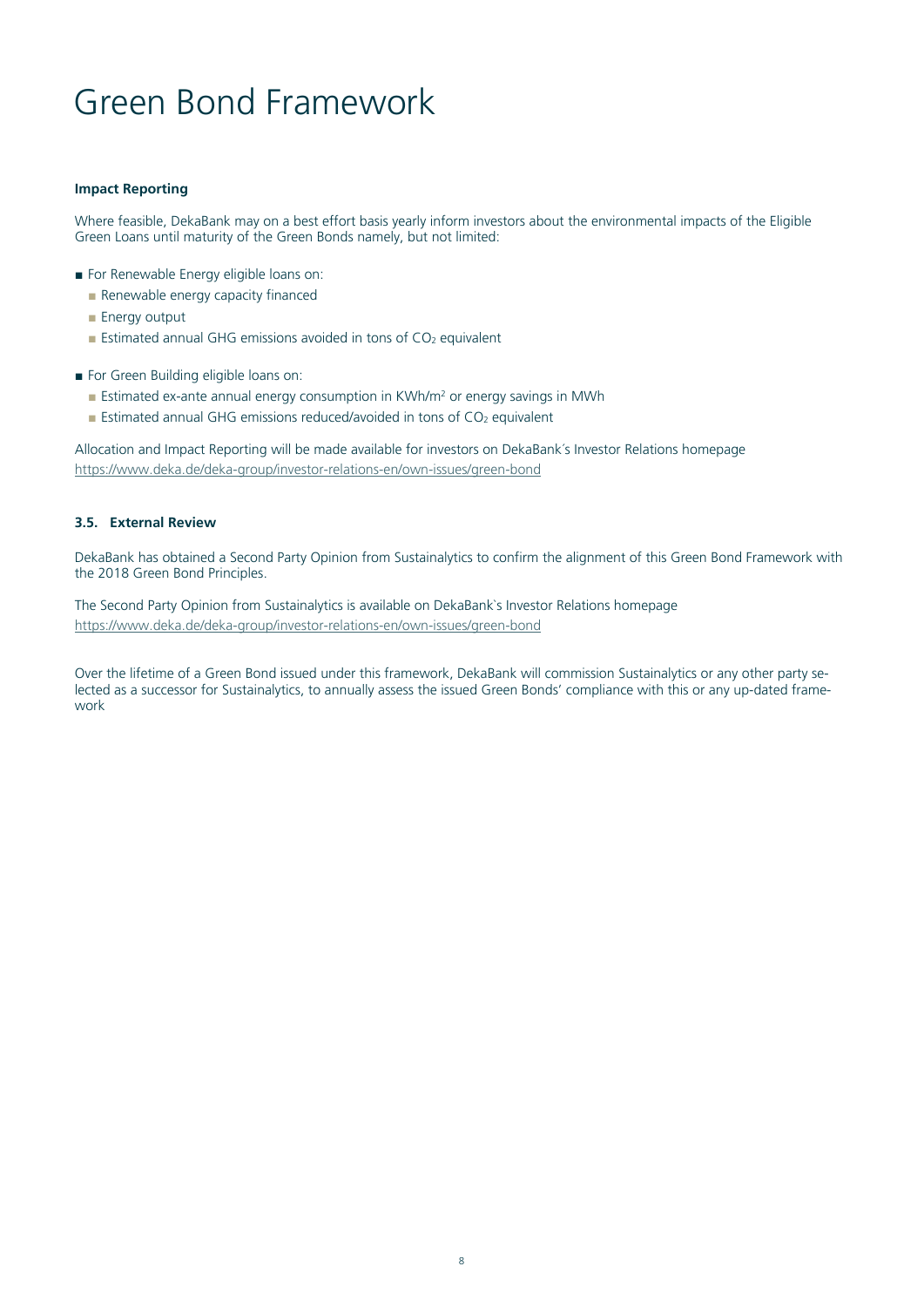# Green Bond Framework

**Impact Reporting**

Where feasible, DekaBank may on a best effort basis yearly inform investors about the environmental impacts of the Eligible Green Loans until maturity of the Green Bonds namely, but not limited:

- For Renewable Energy eligible loans on:
  - Renewable energy capacity financed
  - Energy output
  - Estimated annual GHG emissions avoided in tons of $CO_2$ equivalent

- For Green Building eligible loans on:
  - Estimated ex-ante annual energy consumption in $KWh/m^2$ or energy savings in MWh
  - Estimated annual GHG emissions reduced/avoided in tons of $CO_2$ equivalent

Allocation and Impact Reporting will be made available for investors on DekaBank´s Investor Relations homepage
https://www.deka.de/deka-group/investor-relations-en/own-issues/green-bond

**3.5. External Review**

DekaBank has obtained a Second Party Opinion from Sustainalytics to confirm the alignment of this Green Bond Framework with the 2018 Green Bond Principles.

The Second Party Opinion from Sustainalytics is available on DekaBank`s Investor Relations homepage
https://www.deka.de/deka-group/investor-relations-en/own-issues/green-bond

Over the lifetime of a Green Bond issued under this framework, DekaBank will commission Sustainalytics or any other party selected as a successor for Sustainalytics, to annually assess the issued Green Bonds' compliance with this or any up-dated framework